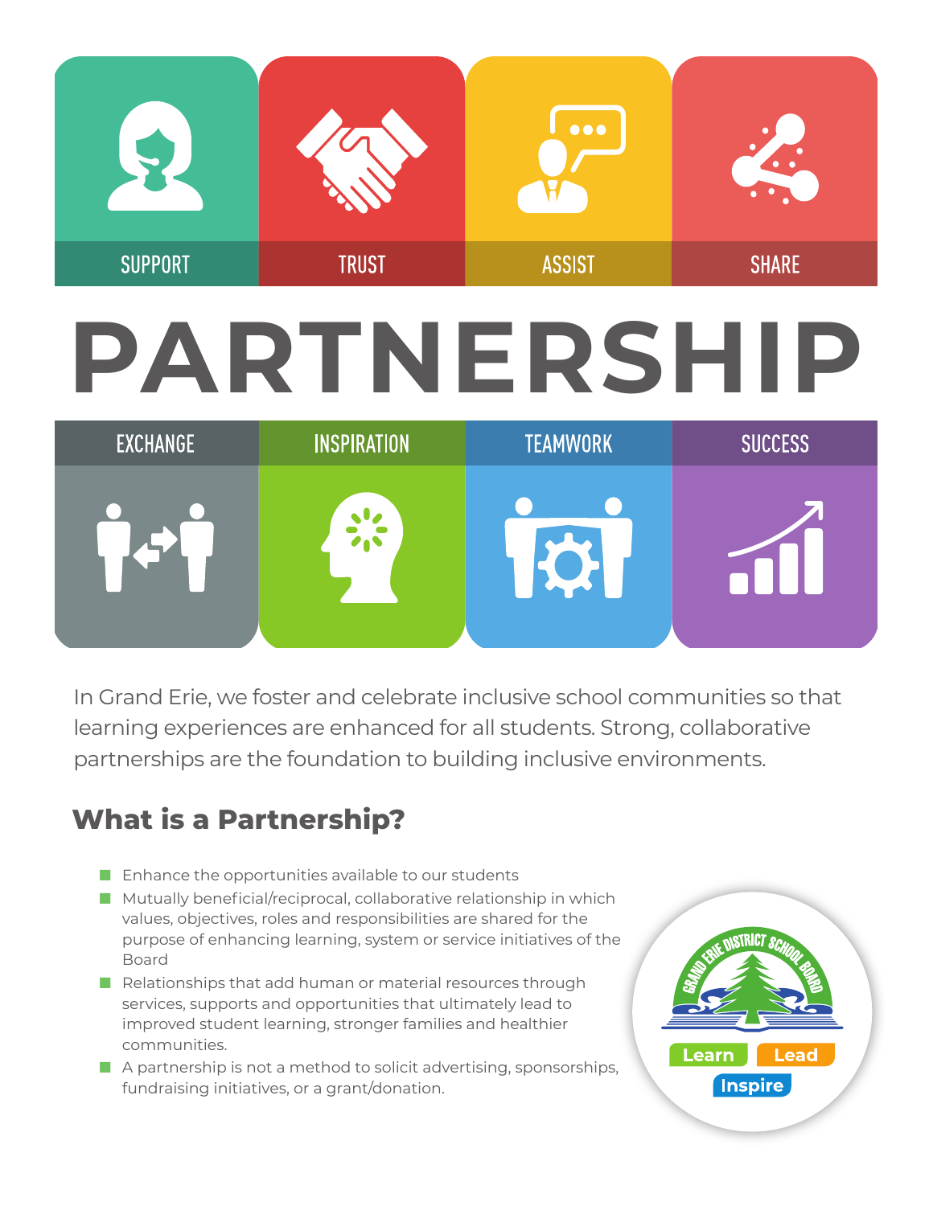SUPPORT | TRUST | ASSIST | SHARE

# PARTNERSHIP

EXCHANGE | INSPIRATION | TEAMWORK | SUCCESS

In Grand Erie, we foster and celebrate inclusive school communities so that learning experiences are enhanced for all students. Strong, collaborative partnerships are the foundation to building inclusive environments.

## What is a Partnership?

- Enhance the opportunities available to our students
- Mutually beneficial/reciprocal, collaborative relationship in which values, objectives, roles and responsibilities are shared for the purpose of enhancing learning, system or service initiatives of the Board
- Relationships that add human or material resources through services, supports and opportunities that ultimately lead to improved student learning, stronger families and healthier communities.
- A partnership is not a method to solicit advertising, sponsorships, fundraising initiatives, or a grant/donation.

Grand Erie District School Board

Learn Lead Inspire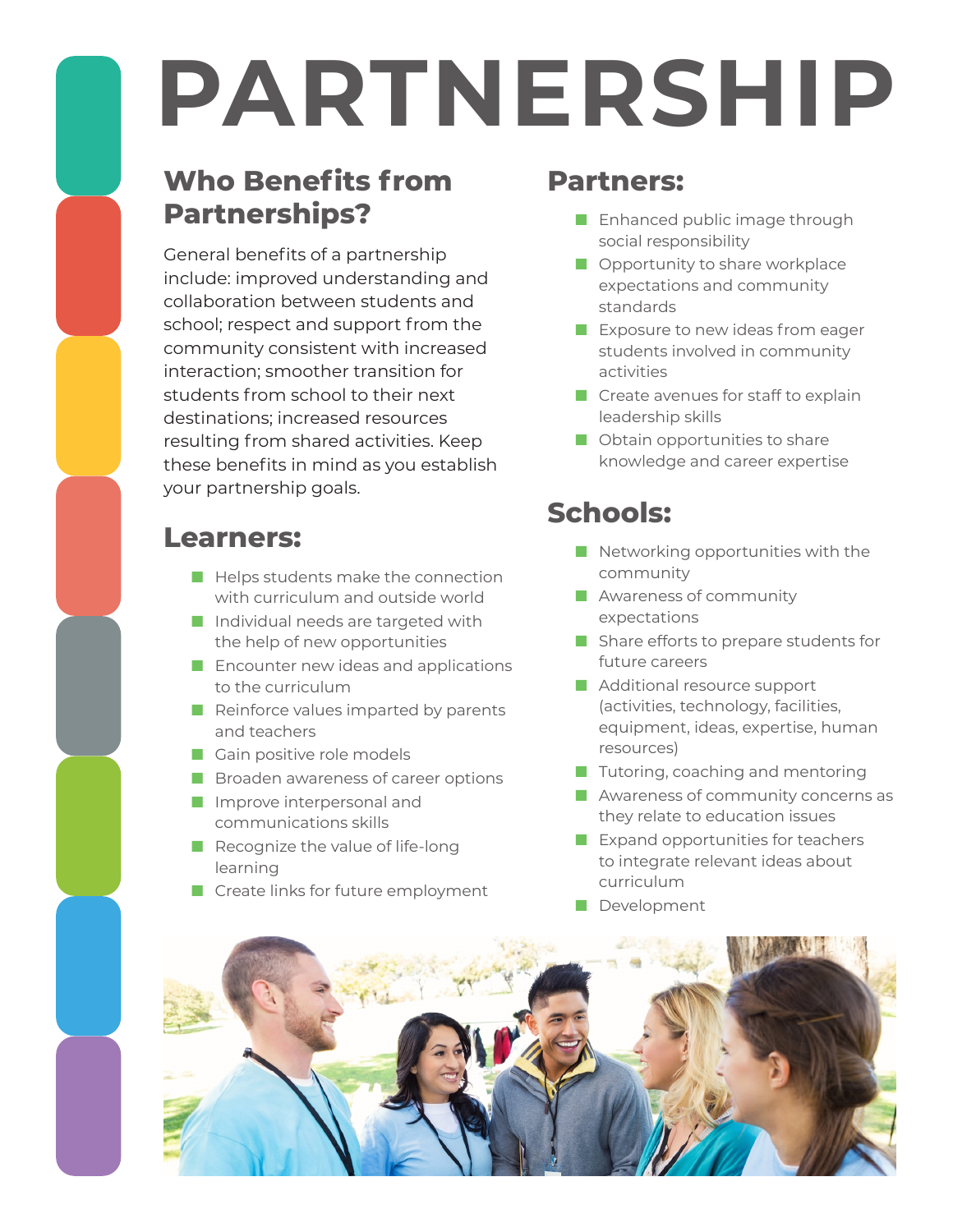# PARTNERSHIP

## Who Benefits from Partnerships?

General benefits of a partnership include: improved understanding and collaboration between students and school; respect and support from the community consistent with increased interaction; smoother transition for students from school to their next destinations; increased resources resulting from shared activities. Keep these benefits in mind as you establish your partnership goals.

## Learners:

- Helps students make the connection with curriculum and outside world
- Individual needs are targeted with the help of new opportunities
- Encounter new ideas and applications to the curriculum
- Reinforce values imparted by parents and teachers
- Gain positive role models
- Broaden awareness of career options
- Improve interpersonal and communications skills
- Recognize the value of life-long learning
- Create links for future employment

## Partners:

- Enhanced public image through social responsibility
- Opportunity to share workplace expectations and community standards
- Exposure to new ideas from eager students involved in community activities
- Create avenues for staff to explain leadership skills
- Obtain opportunities to share knowledge and career expertise

## Schools:

- Networking opportunities with the community
- Awareness of community expectations
- Share efforts to prepare students for future careers
- Additional resource support (activities, technology, facilities, equipment, ideas, expertise, human resources)
- Tutoring, coaching and mentoring
- Awareness of community concerns as they relate to education issues
- Expand opportunities for teachers to integrate relevant ideas about curriculum
- Development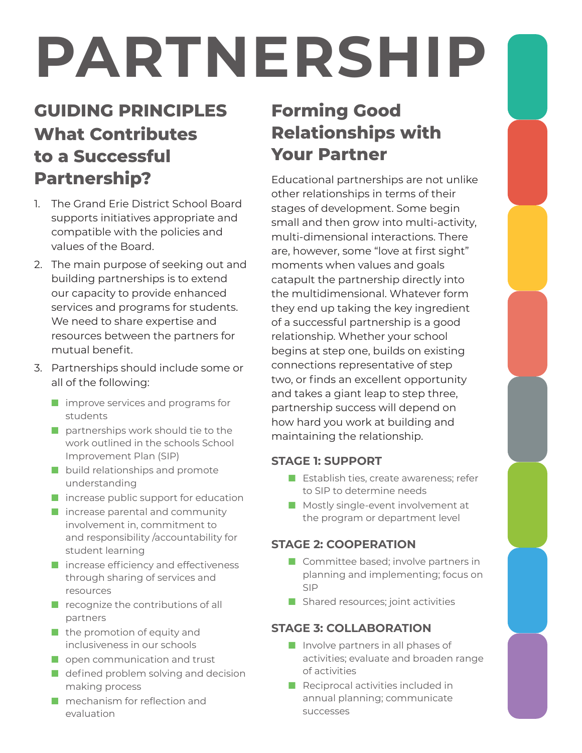# PARTNERSHIP

## GUIDING PRINCIPLES What Contributes to a Successful Partnership?

1. The Grand Erie District School Board supports initiatives appropriate and compatible with the policies and values of the Board.
2. The main purpose of seeking out and building partnerships is to extend our capacity to provide enhanced services and programs for students. We need to share expertise and resources between the partners for mutual benefit.
3. Partnerships should include some or all of the following:
   - improve services and programs for students
   - partnerships work should tie to the work outlined in the schools School Improvement Plan (SIP)
   - build relationships and promote understanding
   - increase public support for education
   - increase parental and community involvement in, commitment to and responsibility /accountability for student learning
   - increase efficiency and effectiveness through sharing of services and resources
   - recognize the contributions of all partners
   - the promotion of equity and inclusiveness in our schools
   - open communication and trust
   - defined problem solving and decision making process
   - mechanism for reflection and evaluation

## Forming Good Relationships with Your Partner

Educational partnerships are not unlike other relationships in terms of their stages of development. Some begin small and then grow into multi-activity, multi-dimensional interactions. There are, however, some "love at first sight" moments when values and goals catapult the partnership directly into the multidimensional. Whatever form they end up taking the key ingredient of a successful partnership is a good relationship. Whether your school begins at step one, builds on existing connections representative of step two, or finds an excellent opportunity and takes a giant leap to step three, partnership success will depend on how hard you work at building and maintaining the relationship.

### STAGE 1: SUPPORT

- Establish ties, create awareness; refer to SIP to determine needs
- Mostly single-event involvement at the program or department level

### STAGE 2: COOPERATION

- Committee based; involve partners in planning and implementing; focus on SIP
- Shared resources; joint activities

### STAGE 3: COLLABORATION

- Involve partners in all phases of activities; evaluate and broaden range of activities
- Reciprocal activities included in annual planning; communicate successes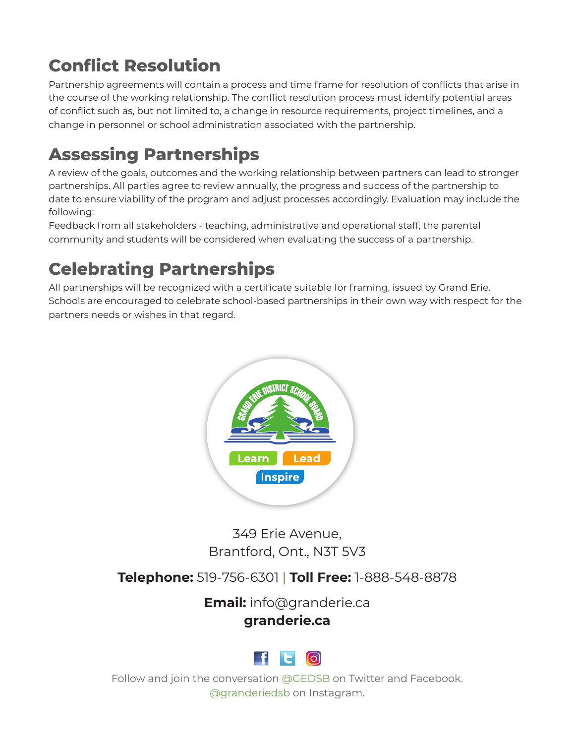## Conflict Resolution

Partnership agreements will contain a process and time frame for resolution of conflicts that arise in the course of the working relationship. The conflict resolution process must identify potential areas of conflict such as, but not limited to, a change in resource requirements, project timelines, and a change in personnel or school administration associated with the partnership.

## Assessing Partnerships

A review of the goals, outcomes and the working relationship between partners can lead to stronger partnerships. All parties agree to review annually, the progress and success of the partnership to date to ensure viability of the program and adjust processes accordingly. Evaluation may include the following:

Feedback from all stakeholders - teaching, administrative and operational staff, the parental community and students will be considered when evaluating the success of a partnership.

## Celebrating Partnerships

All partnerships will be recognized with a certificate suitable for framing, issued by Grand Erie. Schools are encouraged to celebrate school-based partnerships in their own way with respect for the partners needs or wishes in that regard.

Grand Erie District School Board

Learn Lead Inspire

349 Erie Avenue,
Brantford, Ont., N3T 5V3

**Telephone:** 519-756-6301 | **Toll Free:** 1-888-548-8878

**Email:** info@granderie.ca
**granderie.ca**

Follow and join the conversation @GEDSB on Twitter and Facebook.
@granderiedsb on Instagram.